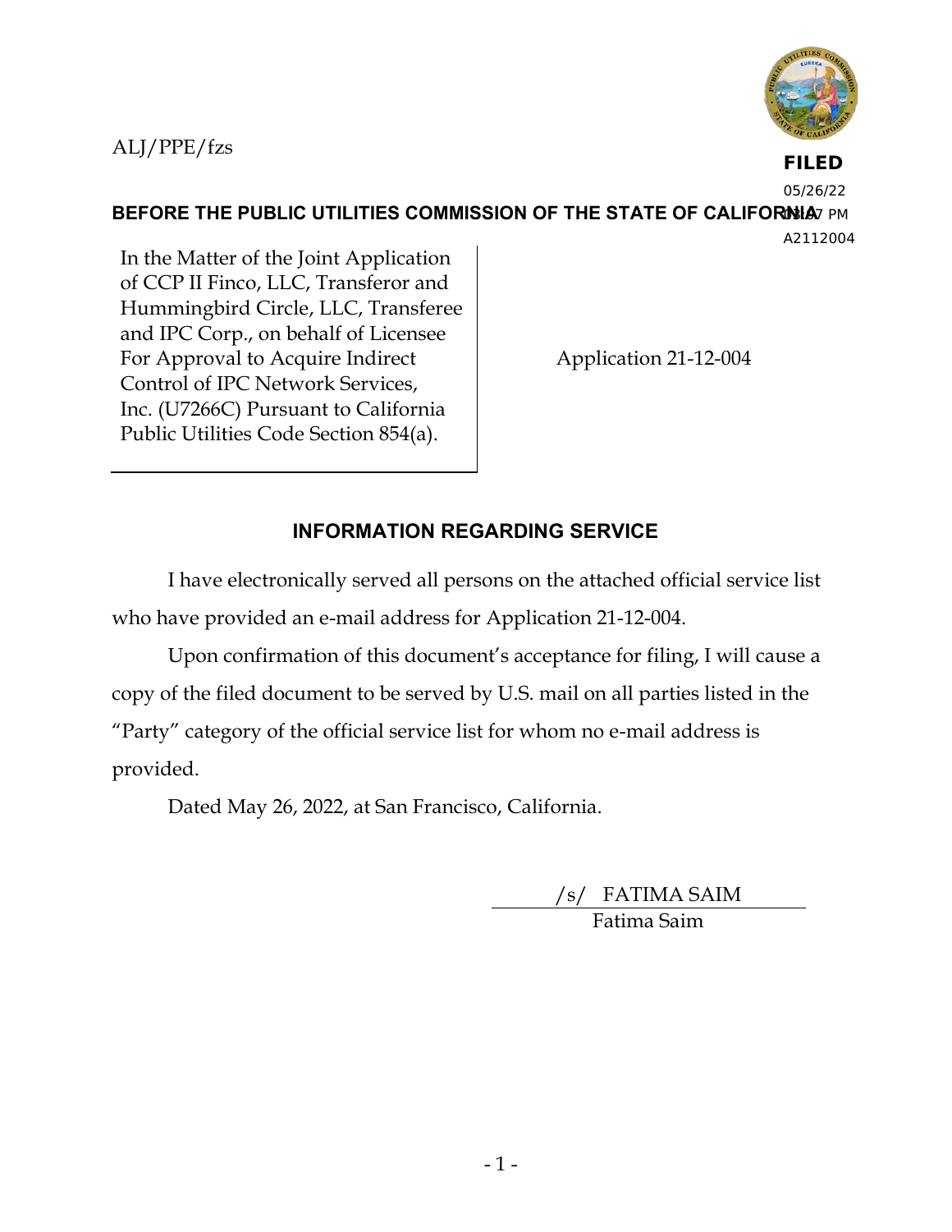ALJ/PPE/fzs

**FILED**
05/26/22
03:07 PM
A2112004

**BEFORE THE PUBLIC UTILITIES COMMISSION OF THE STATE OF CALIFORNIA**

| | |
|---|---|
| In the Matter of the Joint Application of CCP II Finco, LLC, Transferor and Hummingbird Circle, LLC, Transferee and IPC Corp., on behalf of Licensee For Approval to Acquire Indirect Control of IPC Network Services, Inc. (U7266C) Pursuant to California Public Utilities Code Section 854(a). | Application 21-12-004 |

## INFORMATION REGARDING SERVICE

I have electronically served all persons on the attached official service list who have provided an e-mail address for Application 21-12-004.

Upon confirmation of this document's acceptance for filing, I will cause a copy of the filed document to be served by U.S. mail on all parties listed in the "Party" category of the official service list for whom no e-mail address is provided.

Dated May 26, 2022, at San Francisco, California.

/s/ FATIMA SAIM
Fatima Saim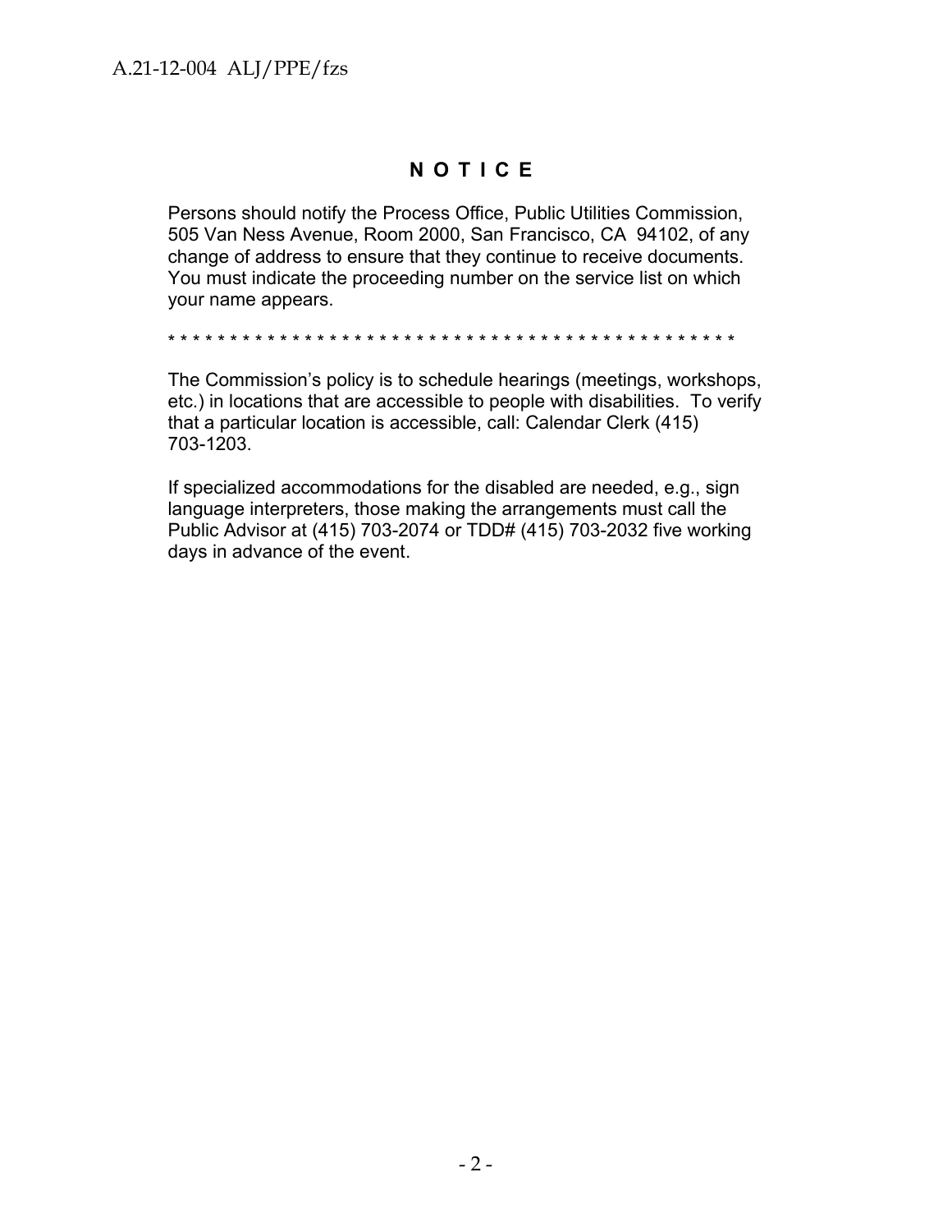# N O T I C E

Persons should notify the Process Office, Public Utilities Commission, 505 Van Ness Avenue, Room 2000, San Francisco, CA 94102, of any change of address to ensure that they continue to receive documents. You must indicate the proceeding number on the service list on which your name appears.

* * * * * * * * * * * * * * * * * * * * * * * * * * * * * * * * * * * * * * * * * * * * * * * * * *

The Commission's policy is to schedule hearings (meetings, workshops, etc.) in locations that are accessible to people with disabilities. To verify that a particular location is accessible, call: Calendar Clerk (415) 703-1203.

If specialized accommodations for the disabled are needed, e.g., sign language interpreters, those making the arrangements must call the Public Advisor at (415) 703-2074 or TDD# (415) 703-2032 five working days in advance of the event.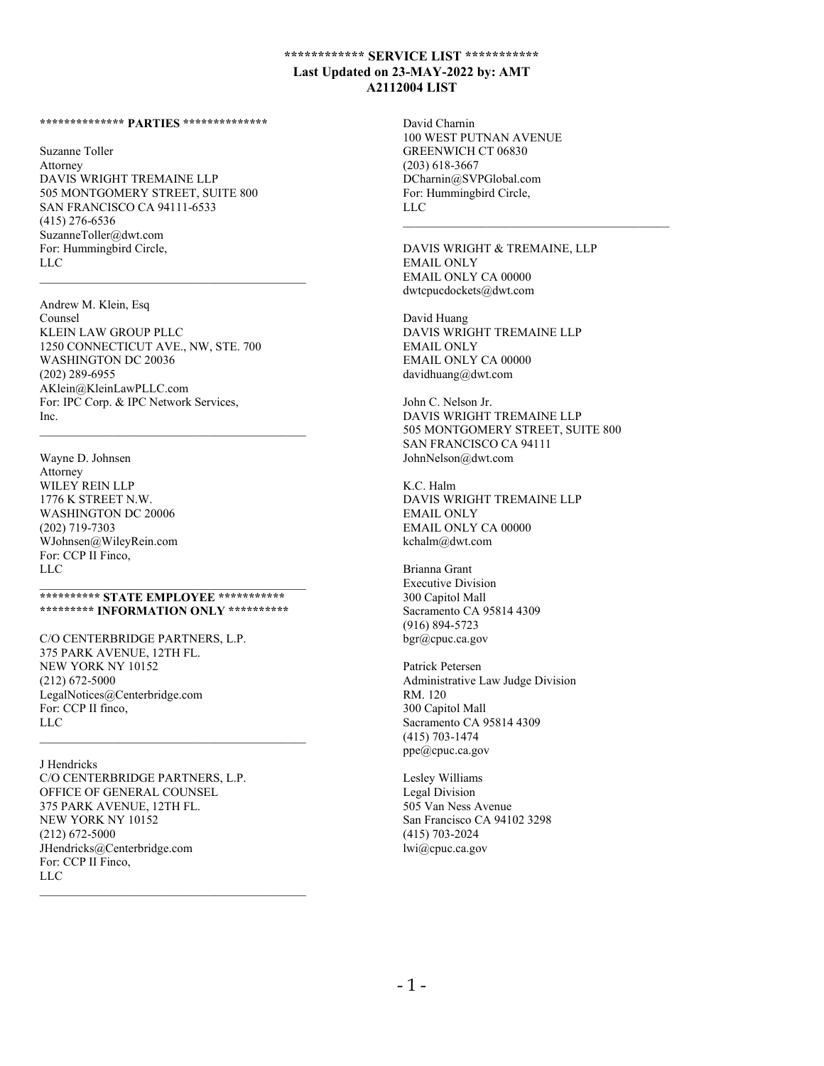**\*\*\*\*\*\*\*\*\*\*\*\* SERVICE LIST \*\*\*\*\*\*\*\*\*\*\***
**Last Updated on 23-MAY-2022 by: AMT**
**A2112004 LIST**

**\*\*\*\*\*\*\*\*\*\*\*\*\*\* PARTIES \*\*\*\*\*\*\*\*\*\*\*\*\*\***

Suzanne Toller
Attorney
DAVIS WRIGHT TREMAINE LLP
505 MONTGOMERY STREET, SUITE 800
SAN FRANCISCO CA 94111-6533
(415) 276-6536
SuzanneToller@dwt.com
For: Hummingbird Circle, LLC

---

Andrew M. Klein, Esq
Counsel
KLEIN LAW GROUP PLLC
1250 CONNECTICUT AVE., NW, STE. 700
WASHINGTON DC 20036
(202) 289-6955
AKlein@KleinLawPLLC.com
For: IPC Corp. & IPC Network Services, Inc.

---

Wayne D. Johnsen
Attorney
WILEY REIN LLP
1776 K STREET N.W.
WASHINGTON DC 20006
(202) 719-7303
WJohnsen@WileyRein.com
For: CCP II Finco, LLC

---

**\*\*\*\*\*\*\*\*\*\* STATE EMPLOYEE \*\*\*\*\*\*\*\*\*\*\***
**\*\*\*\*\*\*\*\*\* INFORMATION ONLY \*\*\*\*\*\*\*\*\*\***

C/O CENTERBRIDGE PARTNERS, L.P.
375 PARK AVENUE, 12TH FL.
NEW YORK NY 10152
(212) 672-5000
LegalNotices@Centerbridge.com
For: CCP II finco, LLC

---

J Hendricks
C/O CENTERBRIDGE PARTNERS, L.P.
OFFICE OF GENERAL COUNSEL
375 PARK AVENUE, 12TH FL.
NEW YORK NY 10152
(212) 672-5000
JHendricks@Centerbridge.com
For: CCP II Finco, LLC

---

David Charnin
100 WEST PUTNAN AVENUE
GREENWICH CT 06830
(203) 618-3667
DCharnin@SVPGlobal.com
For: Hummingbird Circle, LLC

---

DAVIS WRIGHT & TREMAINE, LLP
EMAIL ONLY
EMAIL ONLY CA 00000
dwtcpucdockets@dwt.com

David Huang
DAVIS WRIGHT TREMAINE LLP
EMAIL ONLY
EMAIL ONLY CA 00000
davidhuang@dwt.com

John C. Nelson Jr.
DAVIS WRIGHT TREMAINE LLP
505 MONTGOMERY STREET, SUITE 800
SAN FRANCISCO CA 94111
JohnNelson@dwt.com

K.C. Halm
DAVIS WRIGHT TREMAINE LLP
EMAIL ONLY
EMAIL ONLY CA 00000
kchalm@dwt.com

Brianna Grant
Executive Division
300 Capitol Mall
Sacramento CA 95814 4309
(916) 894-5723
bgr@cpuc.ca.gov

Patrick Petersen
Administrative Law Judge Division
RM. 120
300 Capitol Mall
Sacramento CA 95814 4309
(415) 703-1474
ppe@cpuc.ca.gov

Lesley Williams
Legal Division
505 Van Ness Avenue
San Francisco CA 94102 3298
(415) 703-2024
lwi@cpuc.ca.gov